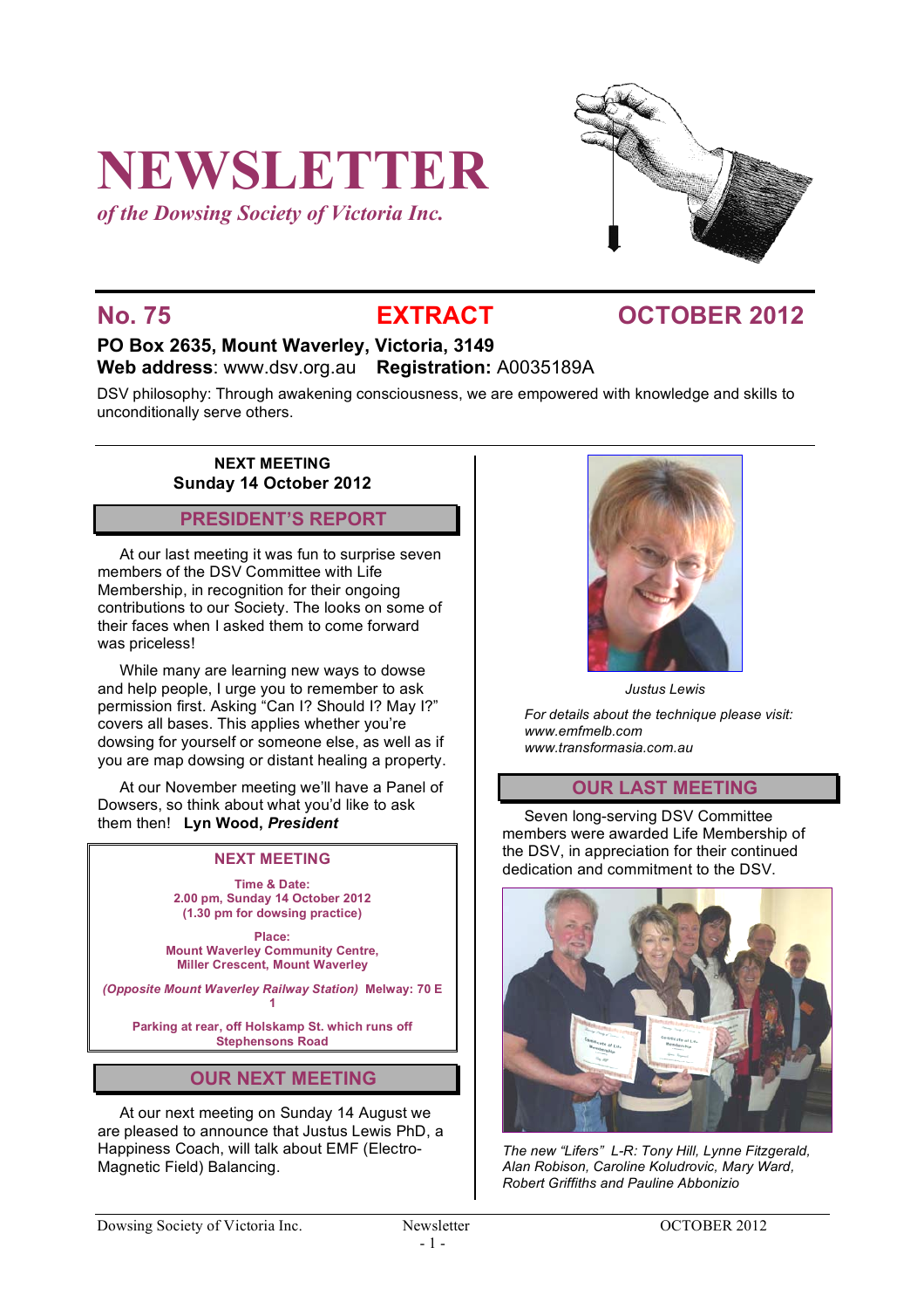# NEWSLETTER

*of the Dowsing Society of Victoria Inc.*

## No. 75 EXTRACT OCTOBER 2012

**PO Box 2635, Mount Waverley, Victoria, 3149**
**Web address**: www.dsv.org.au **Registration:** A0035189A

DSV philosophy: Through awakening consciousness, we are empowered with knowledge and skills to unconditionally serve others.

**NEXT MEETING**
**Sunday 14 October 2012**

## PRESIDENT'S REPORT

At our last meeting it was fun to surprise seven members of the DSV Committee with Life Membership, in recognition for their ongoing contributions to our Society. The looks on some of their faces when I asked them to come forward was priceless!

While many are learning new ways to dowse and help people, I urge you to remember to ask permission first. Asking "Can I? Should I? May I?" covers all bases. This applies whether you're dowsing for yourself or someone else, as well as if you are map dowsing or distant healing a property.

At our November meeting we'll have a Panel of Dowsers, so think about what you'd like to ask them then! **Lyn Wood, *President***

### NEXT MEETING

**Time & Date:**
**2.00 pm, Sunday 14 October 2012**
**(1.30 pm for dowsing practice)**

**Place:**
**Mount Waverley Community Centre, Miller Crescent, Mount Waverley**

***(Opposite Mount Waverley Railway Station)* Melway: 70 E 1**

**Parking at rear, off Holskamp St. which runs off Stephensons Road**

## OUR NEXT MEETING

At our next meeting on Sunday 14 August we are pleased to announce that Justus Lewis PhD, a Happiness Coach, will talk about EMF (Electro-Magnetic Field) Balancing.

*Justus Lewis*

*For details about the technique please visit:*
*www.emfmelb.com*
*www.transformasia.com.au*

## OUR LAST MEETING

Seven long-serving DSV Committee members were awarded Life Membership of the DSV, in appreciation for their continued dedication and commitment to the DSV.

*The new "Lifers" L-R: Tony Hill, Lynne Fitzgerald, Alan Robison, Caroline Koludrovic, Mary Ward, Robert Griffiths and Pauline Abbonizio*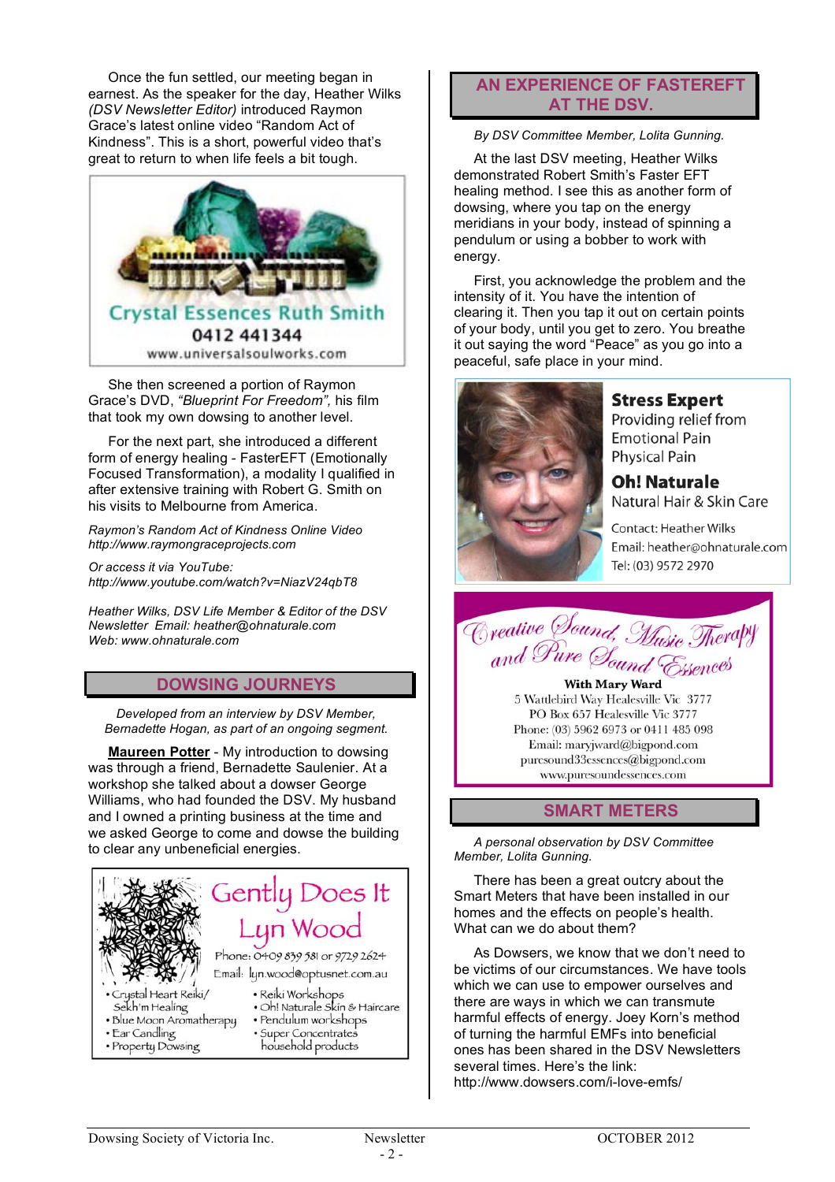Once the fun settled, our meeting began in earnest. As the speaker for the day, Heather Wilks *(DSV Newsletter Editor)* introduced Raymon Grace's latest online video "Random Act of Kindness". This is a short, powerful video that's great to return to when life feels a bit tough.

Crystal Essences Ruth Smith
0412 441344
www.universalsoulworks.com

She then screened a portion of Raymon Grace's DVD, *"Blueprint For Freedom"*, his film that took my own dowsing to another level.

For the next part, she introduced a different form of energy healing - FasterEFT (Emotionally Focused Transformation), a modality I qualified in after extensive training with Robert G. Smith on his visits to Melbourne from America.

*Raymon's Random Act of Kindness Online Video*
*http://www.raymongraceprojects.com*

*Or access it via YouTube:*
*http://www.youtube.com/watch?v=NiazV24qbT8*

*Heather Wilks, DSV Life Member & Editor of the DSV Newsletter Email: heather@ohnaturale.com*
*Web: www.ohnaturale.com*

## DOWSING JOURNEYS

*Developed from an interview by DSV Member, Bernadette Hogan, as part of an ongoing segment.*

**Maureen Potter** - My introduction to dowsing was through a friend, Bernadette Saulenier. At a workshop she talked about a dowser George Williams, who had founded the DSV. My husband and I owned a printing business at the time and we asked George to come and dowse the building to clear any unbeneficial energies.

Gently Does It
Lyn Wood
Phone: 0409 839 581 or 9729 2624
Email: lyn.wood@optusnet.com.au

- Crystal Heart Reiki/ Sekh'm Healing
- Blue Moon Aromatherapy
- Ear Candling
- Property Dowsing
- Reiki Workshops
- Oh! Naturale Skin & Haircare
- Pendulum workshops
- Super Concentrates household products

## AN EXPERIENCE OF FASTEREFT AT THE DSV.

*By DSV Committee Member, Lolita Gunning.*

At the last DSV meeting, Heather Wilks demonstrated Robert Smith's Faster EFT healing method. I see this as another form of dowsing, where you tap on the energy meridians in your body, instead of spinning a pendulum or using a bobber to work with energy.

First, you acknowledge the problem and the intensity of it. You have the intention of clearing it. Then you tap it out on certain points of your body, until you get to zero. You breathe it out saying the word "Peace" as you go into a peaceful, safe place in your mind.

**Stress Expert**
Providing relief from
Emotional Pain
Physical Pain

**Oh! Naturale**
Natural Hair & Skin Care

Contact: Heather Wilks
Email: heather@ohnaturale.com
Tel: (03) 9572 2970

*Creative Sound, Music Therapy and Pure Sound Essences*
**With Mary Ward**
5 Wattlebird Way Healesville Vic 3777
PO Box 657 Healesville Vic 3777
Phone: (03) 5962 6973 or 0411 485 098
Email: maryjward@bigpond.com
puresound33essences@bigpond.com
www.puresoundessences.com

## SMART METERS

*A personal observation by DSV Committee Member, Lolita Gunning.*

There has been a great outcry about the Smart Meters that have been installed in our homes and the effects on people's health. What can we do about them?

As Dowsers, we know that we don't need to be victims of our circumstances. We have tools which we can use to empower ourselves and there are ways in which we can transmute harmful effects of energy. Joey Korn's method of turning the harmful EMFs into beneficial ones has been shared in the DSV Newsletters several times. Here's the link: http://www.dowsers.com/i-love-emfs/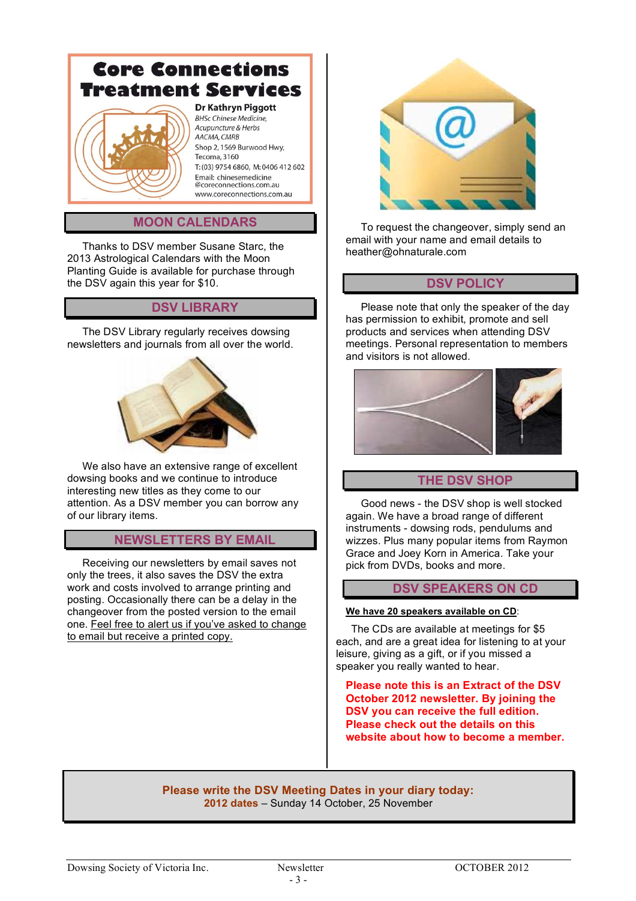# Core Connections Treatment Services

**Dr Kathryn Piggott**
*BHSc Chinese Medicine,*
*Acupuncture & Herbs*
*AACMA, CMRB*
Shop 2, 1569 Burwood Hwy,
Tecoma, 3160
T: (03) 9754 6860, M: 0406 412 602
Email: chinesemedicine@coreconnections.com.au
www.coreconnections.com.au

## MOON CALENDARS

Thanks to DSV member Susane Starc, the 2013 Astrological Calendars with the Moon Planting Guide is available for purchase through the DSV again this year for $10.

## DSV LIBRARY

The DSV Library regularly receives dowsing newsletters and journals from all over the world.

We also have an extensive range of excellent dowsing books and we continue to introduce interesting new titles as they come to our attention. As a DSV member you can borrow any of our library items.

## NEWSLETTERS BY EMAIL

Receiving our newsletters by email saves not only the trees, it also saves the DSV the extra work and costs involved to arrange printing and posting. Occasionally there can be a delay in the changeover from the posted version to the email one. Feel free to alert us if you've asked to change to email but receive a printed copy.

To request the changeover, simply send an email with your name and email details to heather@ohnaturale.com

## DSV POLICY

Please note that only the speaker of the day has permission to exhibit, promote and sell products and services when attending DSV meetings. Personal representation to members and visitors is not allowed.

## THE DSV SHOP

Good news - the DSV shop is well stocked again. We have a broad range of different instruments - dowsing rods, pendulums and wizzes. Plus many popular items from Raymon Grace and Joey Korn in America. Take your pick from DVDs, books and more.

## DSV SPEAKERS ON CD

**We have 20 speakers available on CD**:

The CDs are available at meetings for $5 each, and are a great idea for listening to at your leisure, giving as a gift, or if you missed a speaker you really wanted to hear.

**Please note this is an Extract of the DSV October 2012 newsletter. By joining the DSV you can receive the full edition. Please check out the details on this website about how to become a member.**

**Please write the DSV Meeting Dates in your diary today:**
**2012 dates** – Sunday 14 October, 25 November